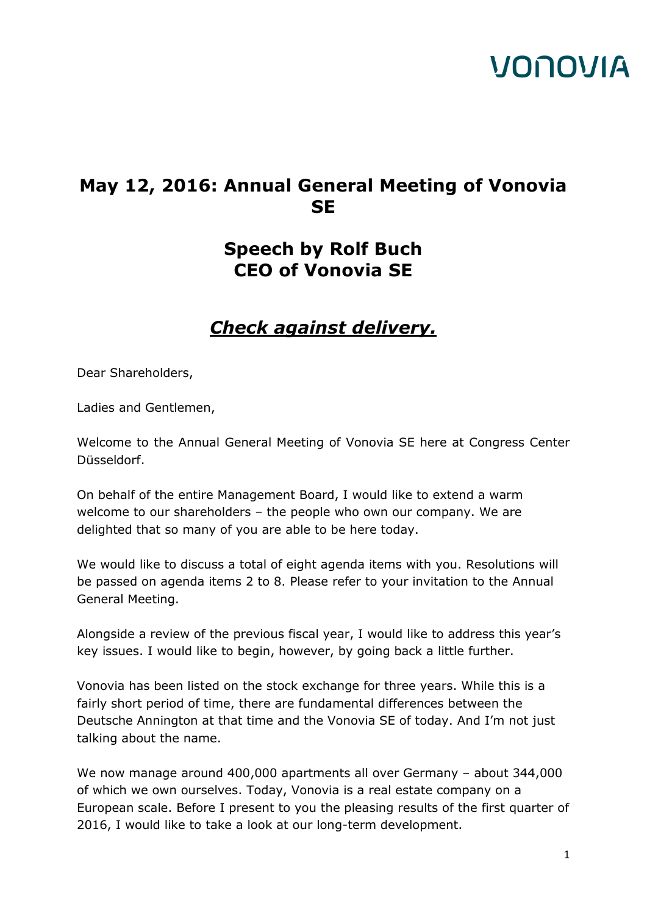VONOVIA

# May 12, 2016: Annual General Meeting of Vonovia SE

## Speech by Rolf Buch CEO of Vonovia SE

## *Check against delivery.*

Dear Shareholders,

Ladies and Gentlemen,

Welcome to the Annual General Meeting of Vonovia SE here at Congress Center Düsseldorf.

On behalf of the entire Management Board, I would like to extend a warm welcome to our shareholders – the people who own our company. We are delighted that so many of you are able to be here today.

We would like to discuss a total of eight agenda items with you. Resolutions will be passed on agenda items 2 to 8. Please refer to your invitation to the Annual General Meeting.

Alongside a review of the previous fiscal year, I would like to address this year's key issues. I would like to begin, however, by going back a little further.

Vonovia has been listed on the stock exchange for three years. While this is a fairly short period of time, there are fundamental differences between the Deutsche Annington at that time and the Vonovia SE of today. And I'm not just talking about the name.

We now manage around 400,000 apartments all over Germany – about 344,000 of which we own ourselves. Today, Vonovia is a real estate company on a European scale. Before I present to you the pleasing results of the first quarter of 2016, I would like to take a look at our long-term development.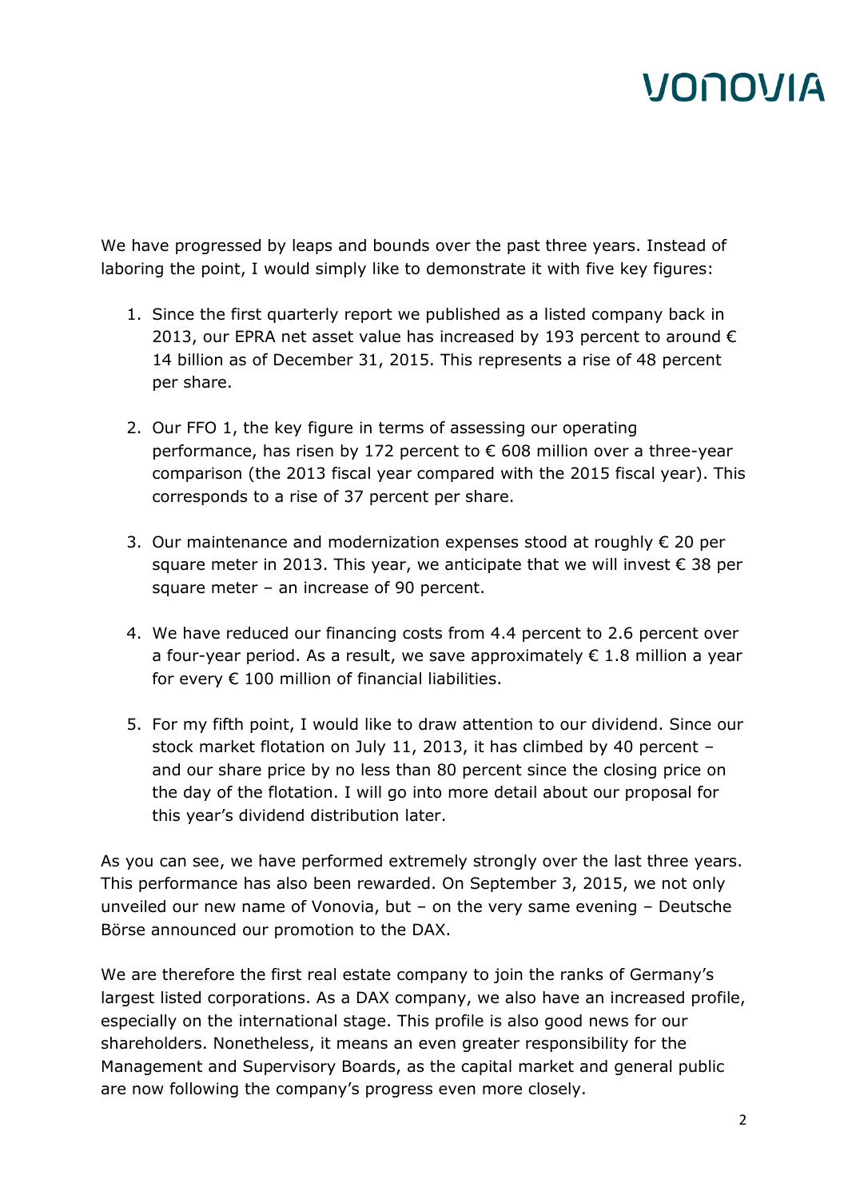We have progressed by leaps and bounds over the past three years. Instead of laboring the point, I would simply like to demonstrate it with five key figures:

1. Since the first quarterly report we published as a listed company back in 2013, our EPRA net asset value has increased by 193 percent to around € 14 billion as of December 31, 2015. This represents a rise of 48 percent per share.

2. Our FFO 1, the key figure in terms of assessing our operating performance, has risen by 172 percent to € 608 million over a three-year comparison (the 2013 fiscal year compared with the 2015 fiscal year). This corresponds to a rise of 37 percent per share.

3. Our maintenance and modernization expenses stood at roughly € 20 per square meter in 2013. This year, we anticipate that we will invest € 38 per square meter – an increase of 90 percent.

4. We have reduced our financing costs from 4.4 percent to 2.6 percent over a four-year period. As a result, we save approximately € 1.8 million a year for every € 100 million of financial liabilities.

5. For my fifth point, I would like to draw attention to our dividend. Since our stock market flotation on July 11, 2013, it has climbed by 40 percent – and our share price by no less than 80 percent since the closing price on the day of the flotation. I will go into more detail about our proposal for this year's dividend distribution later.

As you can see, we have performed extremely strongly over the last three years. This performance has also been rewarded. On September 3, 2015, we not only unveiled our new name of Vonovia, but – on the very same evening – Deutsche Börse announced our promotion to the DAX.

We are therefore the first real estate company to join the ranks of Germany's largest listed corporations. As a DAX company, we also have an increased profile, especially on the international stage. This profile is also good news for our shareholders. Nonetheless, it means an even greater responsibility for the Management and Supervisory Boards, as the capital market and general public are now following the company's progress even more closely.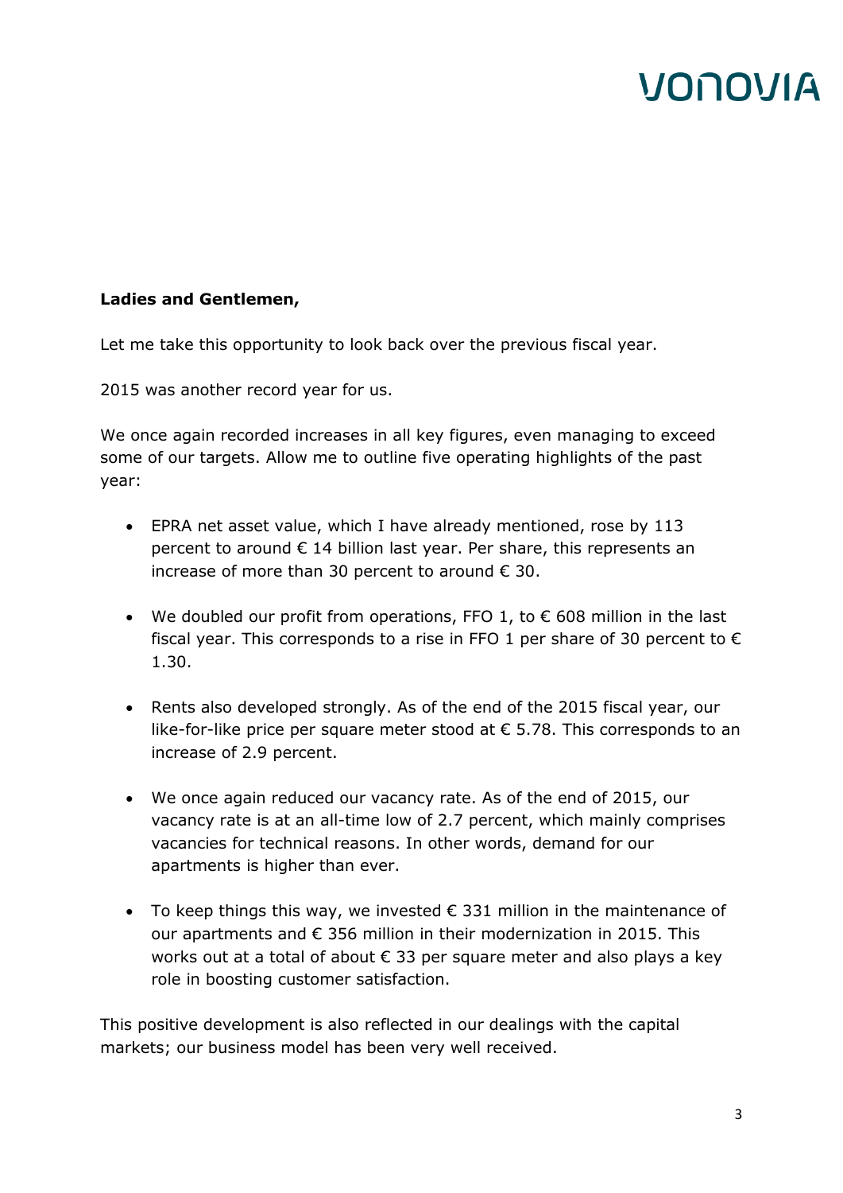**Ladies and Gentlemen,**

Let me take this opportunity to look back over the previous fiscal year.

2015 was another record year for us.

We once again recorded increases in all key figures, even managing to exceed some of our targets. Allow me to outline five operating highlights of the past year:

- EPRA net asset value, which I have already mentioned, rose by 113 percent to around € 14 billion last year. Per share, this represents an increase of more than 30 percent to around € 30.
- We doubled our profit from operations, FFO 1, to € 608 million in the last fiscal year. This corresponds to a rise in FFO 1 per share of 30 percent to € 1.30.
- Rents also developed strongly. As of the end of the 2015 fiscal year, our like-for-like price per square meter stood at € 5.78. This corresponds to an increase of 2.9 percent.
- We once again reduced our vacancy rate. As of the end of 2015, our vacancy rate is at an all-time low of 2.7 percent, which mainly comprises vacancies for technical reasons. In other words, demand for our apartments is higher than ever.
- To keep things this way, we invested € 331 million in the maintenance of our apartments and € 356 million in their modernization in 2015. This works out at a total of about € 33 per square meter and also plays a key role in boosting customer satisfaction.

This positive development is also reflected in our dealings with the capital markets; our business model has been very well received.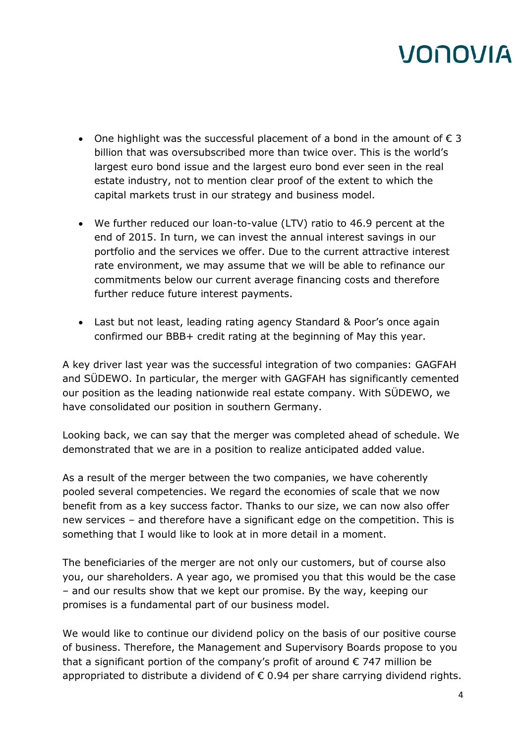- One highlight was the successful placement of a bond in the amount of € 3 billion that was oversubscribed more than twice over. This is the world's largest euro bond issue and the largest euro bond ever seen in the real estate industry, not to mention clear proof of the extent to which the capital markets trust in our strategy and business model.

- We further reduced our loan-to-value (LTV) ratio to 46.9 percent at the end of 2015. In turn, we can invest the annual interest savings in our portfolio and the services we offer. Due to the current attractive interest rate environment, we may assume that we will be able to refinance our commitments below our current average financing costs and therefore further reduce future interest payments.

- Last but not least, leading rating agency Standard & Poor's once again confirmed our BBB+ credit rating at the beginning of May this year.

A key driver last year was the successful integration of two companies: GAGFAH and SÜDEWO. In particular, the merger with GAGFAH has significantly cemented our position as the leading nationwide real estate company. With SÜDEWO, we have consolidated our position in southern Germany.

Looking back, we can say that the merger was completed ahead of schedule. We demonstrated that we are in a position to realize anticipated added value.

As a result of the merger between the two companies, we have coherently pooled several competencies. We regard the economies of scale that we now benefit from as a key success factor. Thanks to our size, we can now also offer new services – and therefore have a significant edge on the competition. This is something that I would like to look at in more detail in a moment.

The beneficiaries of the merger are not only our customers, but of course also you, our shareholders. A year ago, we promised you that this would be the case – and our results show that we kept our promise. By the way, keeping our promises is a fundamental part of our business model.

We would like to continue our dividend policy on the basis of our positive course of business. Therefore, the Management and Supervisory Boards propose to you that a significant portion of the company's profit of around € 747 million be appropriated to distribute a dividend of € 0.94 per share carrying dividend rights.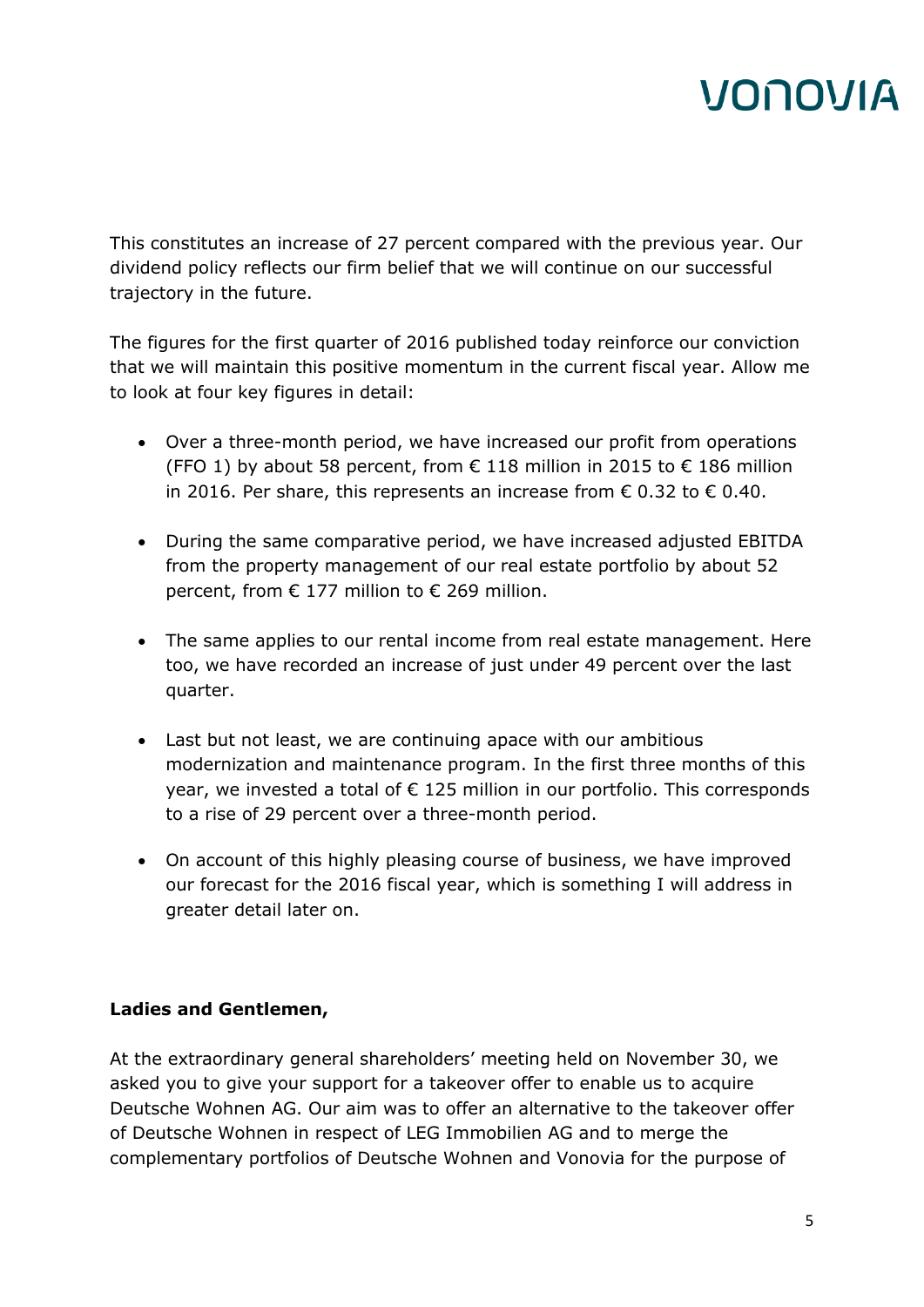This constitutes an increase of 27 percent compared with the previous year. Our dividend policy reflects our firm belief that we will continue on our successful trajectory in the future.

The figures for the first quarter of 2016 published today reinforce our conviction that we will maintain this positive momentum in the current fiscal year. Allow me to look at four key figures in detail:

- Over a three-month period, we have increased our profit from operations (FFO 1) by about 58 percent, from € 118 million in 2015 to € 186 million in 2016. Per share, this represents an increase from € 0.32 to € 0.40.
- During the same comparative period, we have increased adjusted EBITDA from the property management of our real estate portfolio by about 52 percent, from € 177 million to € 269 million.
- The same applies to our rental income from real estate management. Here too, we have recorded an increase of just under 49 percent over the last quarter.
- Last but not least, we are continuing apace with our ambitious modernization and maintenance program. In the first three months of this year, we invested a total of € 125 million in our portfolio. This corresponds to a rise of 29 percent over a three-month period.
- On account of this highly pleasing course of business, we have improved our forecast for the 2016 fiscal year, which is something I will address in greater detail later on.

**Ladies and Gentlemen,**

At the extraordinary general shareholders' meeting held on November 30, we asked you to give your support for a takeover offer to enable us to acquire Deutsche Wohnen AG. Our aim was to offer an alternative to the takeover offer of Deutsche Wohnen in respect of LEG Immobilien AG and to merge the complementary portfolios of Deutsche Wohnen and Vonovia for the purpose of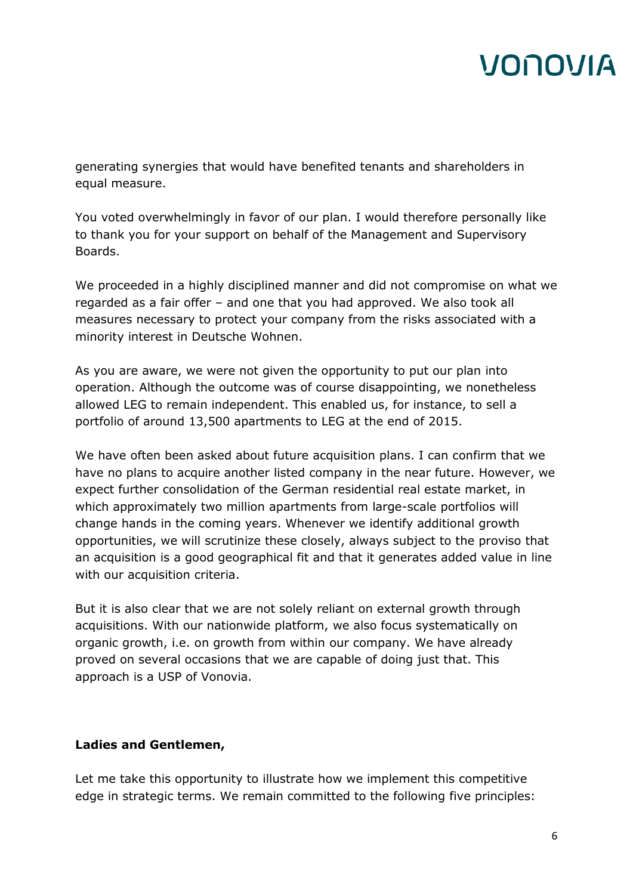generating synergies that would have benefited tenants and shareholders in equal measure.

You voted overwhelmingly in favor of our plan. I would therefore personally like to thank you for your support on behalf of the Management and Supervisory Boards.

We proceeded in a highly disciplined manner and did not compromise on what we regarded as a fair offer – and one that you had approved. We also took all measures necessary to protect your company from the risks associated with a minority interest in Deutsche Wohnen.

As you are aware, we were not given the opportunity to put our plan into operation. Although the outcome was of course disappointing, we nonetheless allowed LEG to remain independent. This enabled us, for instance, to sell a portfolio of around 13,500 apartments to LEG at the end of 2015.

We have often been asked about future acquisition plans. I can confirm that we have no plans to acquire another listed company in the near future. However, we expect further consolidation of the German residential real estate market, in which approximately two million apartments from large-scale portfolios will change hands in the coming years. Whenever we identify additional growth opportunities, we will scrutinize these closely, always subject to the proviso that an acquisition is a good geographical fit and that it generates added value in line with our acquisition criteria.

But it is also clear that we are not solely reliant on external growth through acquisitions. With our nationwide platform, we also focus systematically on organic growth, i.e. on growth from within our company. We have already proved on several occasions that we are capable of doing just that. This approach is a USP of Vonovia.

**Ladies and Gentlemen,**

Let me take this opportunity to illustrate how we implement this competitive edge in strategic terms. We remain committed to the following five principles: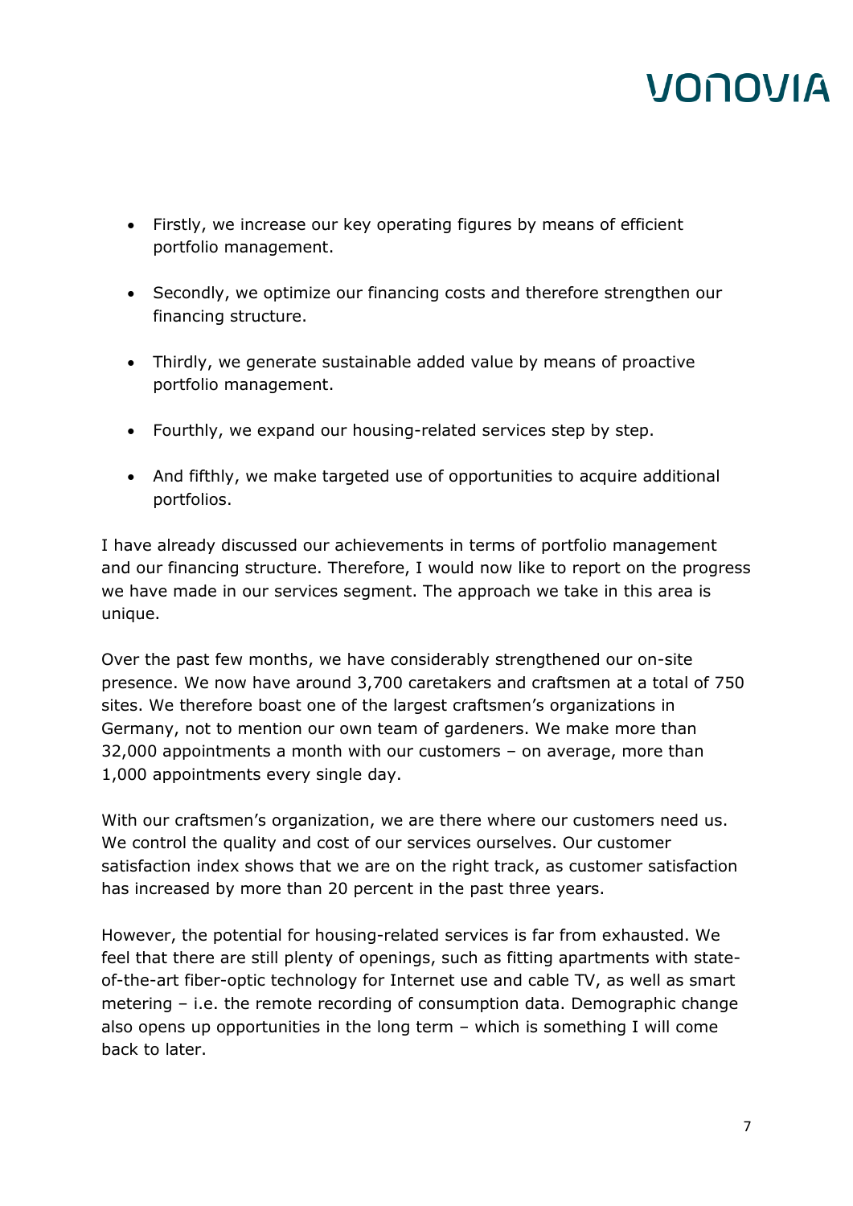- Firstly, we increase our key operating figures by means of efficient portfolio management.
- Secondly, we optimize our financing costs and therefore strengthen our financing structure.
- Thirdly, we generate sustainable added value by means of proactive portfolio management.
- Fourthly, we expand our housing-related services step by step.
- And fifthly, we make targeted use of opportunities to acquire additional portfolios.

I have already discussed our achievements in terms of portfolio management and our financing structure. Therefore, I would now like to report on the progress we have made in our services segment. The approach we take in this area is unique.

Over the past few months, we have considerably strengthened our on-site presence. We now have around 3,700 caretakers and craftsmen at a total of 750 sites. We therefore boast one of the largest craftsmen's organizations in Germany, not to mention our own team of gardeners. We make more than 32,000 appointments a month with our customers – on average, more than 1,000 appointments every single day.

With our craftsmen's organization, we are there where our customers need us. We control the quality and cost of our services ourselves. Our customer satisfaction index shows that we are on the right track, as customer satisfaction has increased by more than 20 percent in the past three years.

However, the potential for housing-related services is far from exhausted. We feel that there are still plenty of openings, such as fitting apartments with state-of-the-art fiber-optic technology for Internet use and cable TV, as well as smart metering – i.e. the remote recording of consumption data. Demographic change also opens up opportunities in the long term – which is something I will come back to later.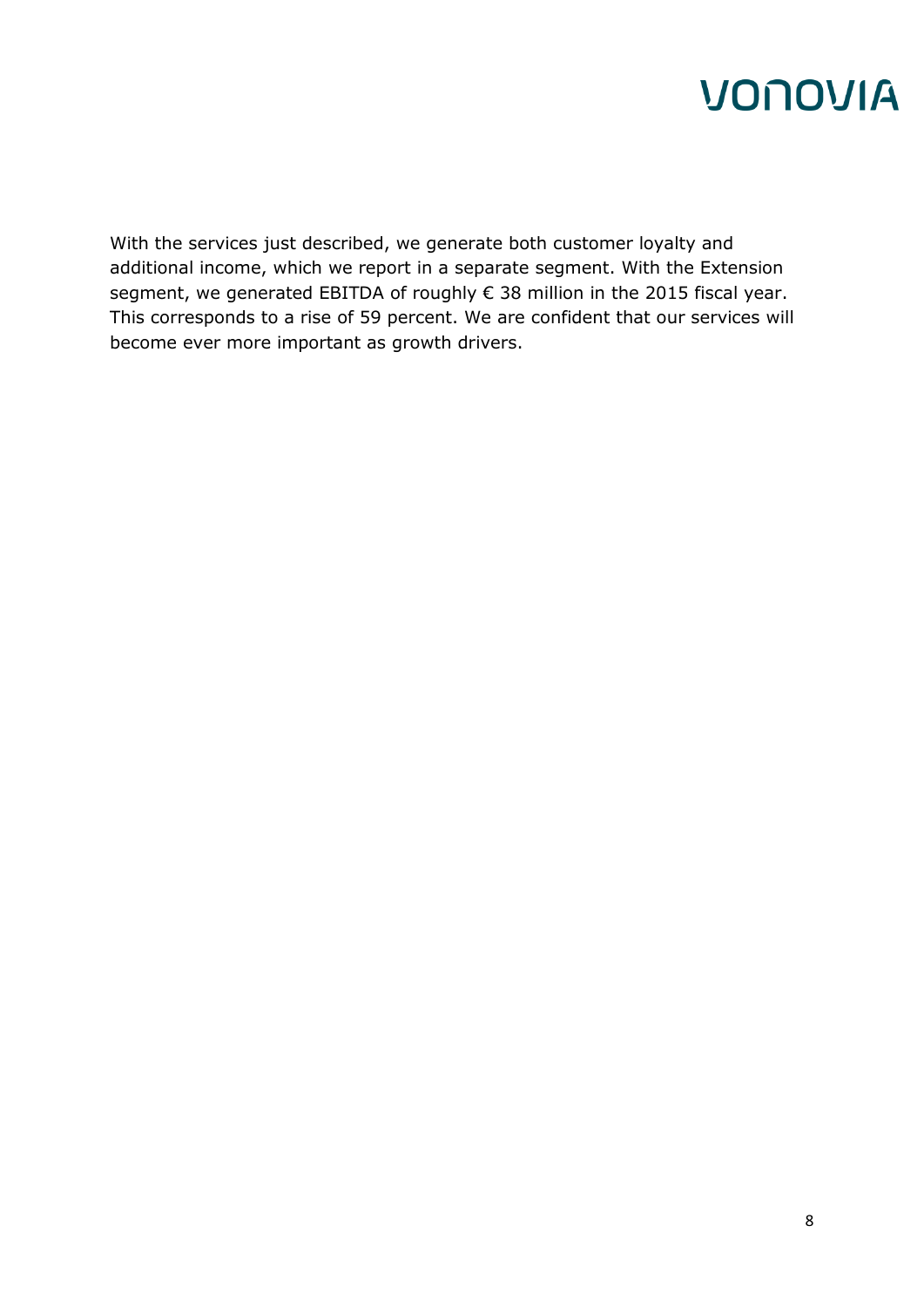With the services just described, we generate both customer loyalty and additional income, which we report in a separate segment. With the Extension segment, we generated EBITDA of roughly € 38 million in the 2015 fiscal year. This corresponds to a rise of 59 percent. We are confident that our services will become ever more important as growth drivers.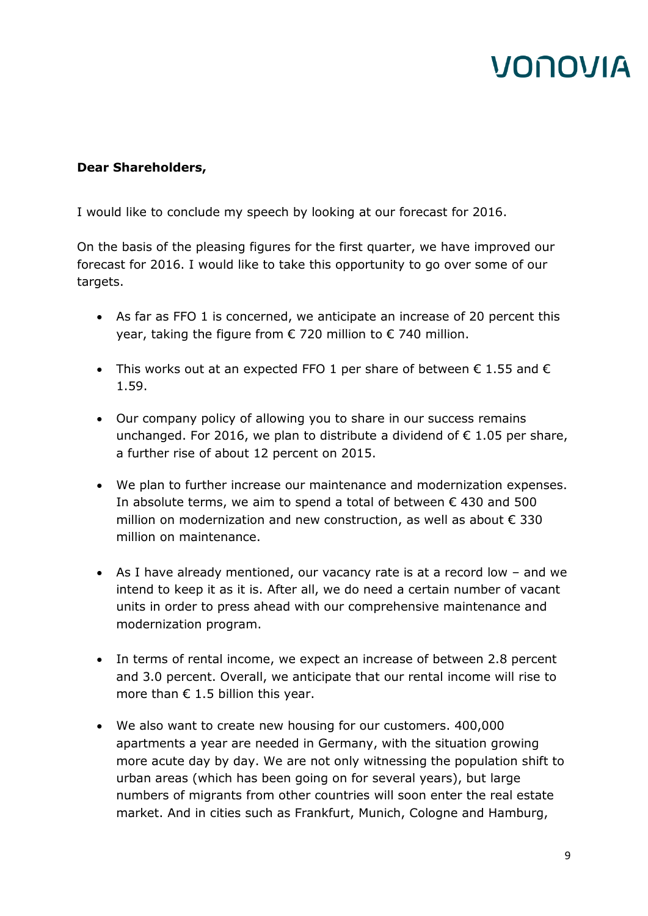**Dear Shareholders,**

I would like to conclude my speech by looking at our forecast for 2016.

On the basis of the pleasing figures for the first quarter, we have improved our forecast for 2016. I would like to take this opportunity to go over some of our targets.

- As far as FFO 1 is concerned, we anticipate an increase of 20 percent this year, taking the figure from € 720 million to € 740 million.
- This works out at an expected FFO 1 per share of between € 1.55 and € 1.59.
- Our company policy of allowing you to share in our success remains unchanged. For 2016, we plan to distribute a dividend of € 1.05 per share, a further rise of about 12 percent on 2015.
- We plan to further increase our maintenance and modernization expenses. In absolute terms, we aim to spend a total of between € 430 and 500 million on modernization and new construction, as well as about € 330 million on maintenance.
- As I have already mentioned, our vacancy rate is at a record low – and we intend to keep it as it is. After all, we do need a certain number of vacant units in order to press ahead with our comprehensive maintenance and modernization program.
- In terms of rental income, we expect an increase of between 2.8 percent and 3.0 percent. Overall, we anticipate that our rental income will rise to more than € 1.5 billion this year.
- We also want to create new housing for our customers. 400,000 apartments a year are needed in Germany, with the situation growing more acute day by day. We are not only witnessing the population shift to urban areas (which has been going on for several years), but large numbers of migrants from other countries will soon enter the real estate market. And in cities such as Frankfurt, Munich, Cologne and Hamburg,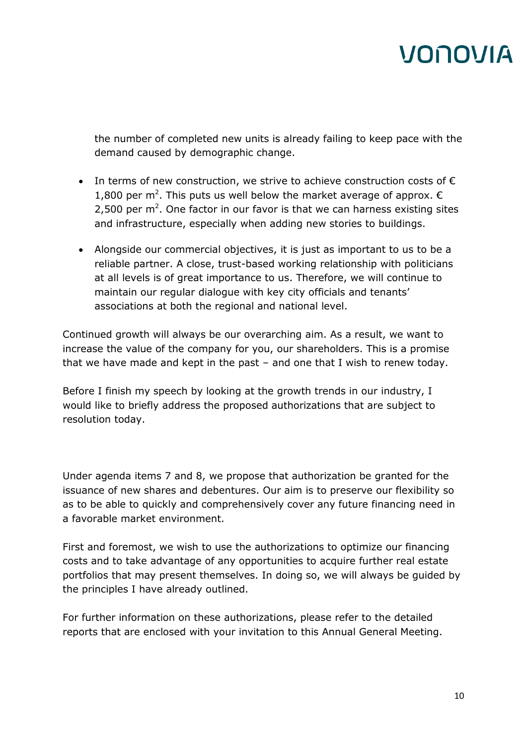the number of completed new units is already failing to keep pace with the demand caused by demographic change.

- In terms of new construction, we strive to achieve construction costs of € 1,800 per $m^2$. This puts us well below the market average of approx. € 2,500 per $m^2$. One factor in our favor is that we can harness existing sites and infrastructure, especially when adding new stories to buildings.
- Alongside our commercial objectives, it is just as important to us to be a reliable partner. A close, trust-based working relationship with politicians at all levels is of great importance to us. Therefore, we will continue to maintain our regular dialogue with key city officials and tenants' associations at both the regional and national level.

Continued growth will always be our overarching aim. As a result, we want to increase the value of the company for you, our shareholders. This is a promise that we have made and kept in the past – and one that I wish to renew today.

Before I finish my speech by looking at the growth trends in our industry, I would like to briefly address the proposed authorizations that are subject to resolution today.

Under agenda items 7 and 8, we propose that authorization be granted for the issuance of new shares and debentures. Our aim is to preserve our flexibility so as to be able to quickly and comprehensively cover any future financing need in a favorable market environment.

First and foremost, we wish to use the authorizations to optimize our financing costs and to take advantage of any opportunities to acquire further real estate portfolios that may present themselves. In doing so, we will always be guided by the principles I have already outlined.

For further information on these authorizations, please refer to the detailed reports that are enclosed with your invitation to this Annual General Meeting.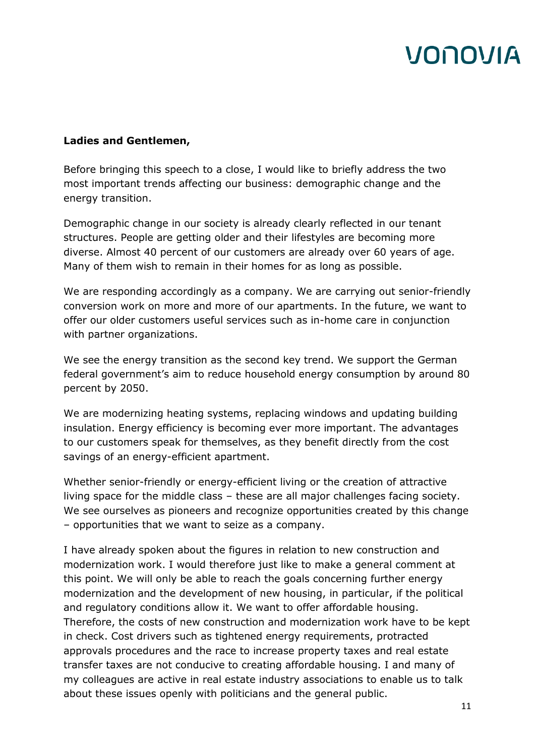**Ladies and Gentlemen,**

Before bringing this speech to a close, I would like to briefly address the two most important trends affecting our business: demographic change and the energy transition.

Demographic change in our society is already clearly reflected in our tenant structures. People are getting older and their lifestyles are becoming more diverse. Almost 40 percent of our customers are already over 60 years of age. Many of them wish to remain in their homes for as long as possible.

We are responding accordingly as a company. We are carrying out senior-friendly conversion work on more and more of our apartments. In the future, we want to offer our older customers useful services such as in-home care in conjunction with partner organizations.

We see the energy transition as the second key trend. We support the German federal government's aim to reduce household energy consumption by around 80 percent by 2050.

We are modernizing heating systems, replacing windows and updating building insulation. Energy efficiency is becoming ever more important. The advantages to our customers speak for themselves, as they benefit directly from the cost savings of an energy-efficient apartment.

Whether senior-friendly or energy-efficient living or the creation of attractive living space for the middle class – these are all major challenges facing society. We see ourselves as pioneers and recognize opportunities created by this change – opportunities that we want to seize as a company.

I have already spoken about the figures in relation to new construction and modernization work. I would therefore just like to make a general comment at this point. We will only be able to reach the goals concerning further energy modernization and the development of new housing, in particular, if the political and regulatory conditions allow it. We want to offer affordable housing. Therefore, the costs of new construction and modernization work have to be kept in check. Cost drivers such as tightened energy requirements, protracted approvals procedures and the race to increase property taxes and real estate transfer taxes are not conducive to creating affordable housing. I and many of my colleagues are active in real estate industry associations to enable us to talk about these issues openly with politicians and the general public.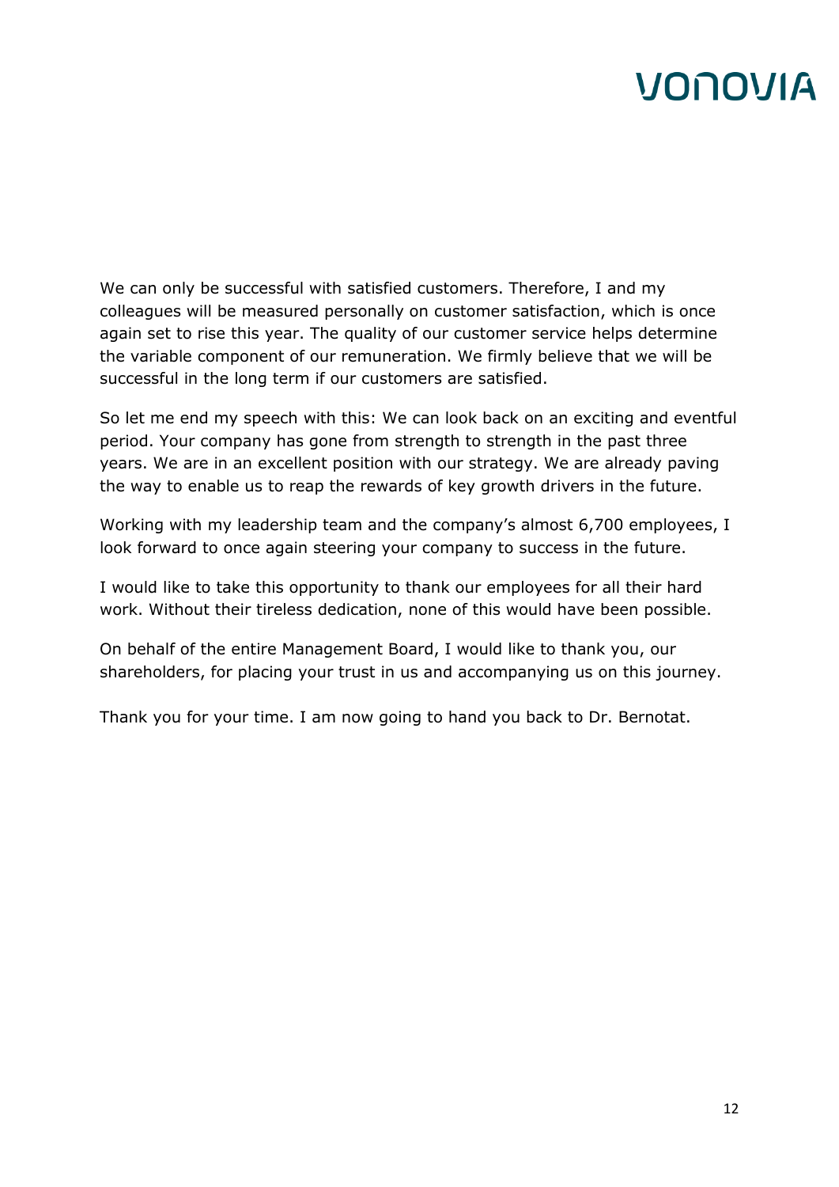We can only be successful with satisfied customers. Therefore, I and my colleagues will be measured personally on customer satisfaction, which is once again set to rise this year. The quality of our customer service helps determine the variable component of our remuneration. We firmly believe that we will be successful in the long term if our customers are satisfied.

So let me end my speech with this: We can look back on an exciting and eventful period. Your company has gone from strength to strength in the past three years. We are in an excellent position with our strategy. We are already paving the way to enable us to reap the rewards of key growth drivers in the future.

Working with my leadership team and the company's almost 6,700 employees, I look forward to once again steering your company to success in the future.

I would like to take this opportunity to thank our employees for all their hard work. Without their tireless dedication, none of this would have been possible.

On behalf of the entire Management Board, I would like to thank you, our shareholders, for placing your trust in us and accompanying us on this journey.

Thank you for your time. I am now going to hand you back to Dr. Bernotat.